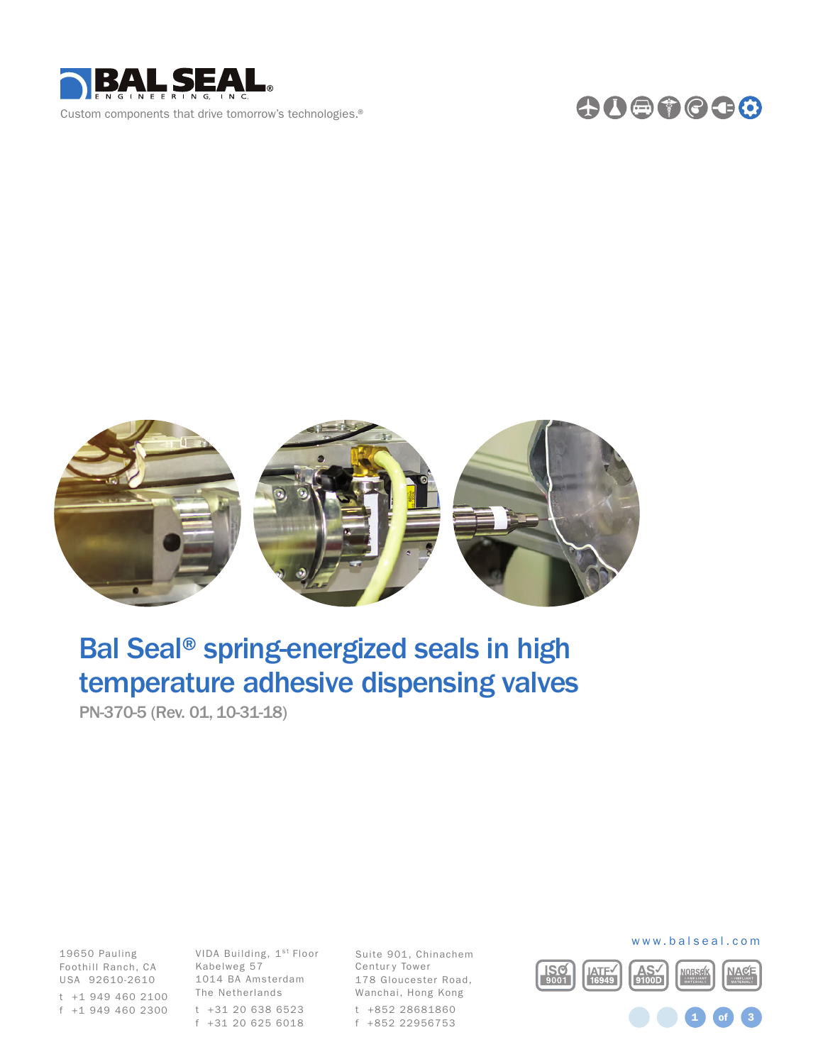BAL SEAL ENGINEERING, INC.

Custom components that drive tomorrow's technologies.®

# Bal Seal® spring-energized seals in high temperature adhesive dispensing valves

PN-370-5 (Rev. 01, 10-31-18)

19650 Pauling
Foothill Ranch, CA
USA 92610-2610
t +1 949 460 2100
f +1 949 460 2300

VIDA Building, 1st Floor
Kabelweg 57
1014 BA Amsterdam
The Netherlands
t +31 20 638 6523
f +31 20 625 6018

Suite 901, Chinachem
Century Tower
178 Gloucester Road,
Wanchai, Hong Kong
t +852 28681860
f +852 22956753

www.balseal.com

ISO 9001 | IATF 16949 | AS 9100D | NORSOK COMPLIANT MATERIALS | NACE COMPLIANT MATERIALS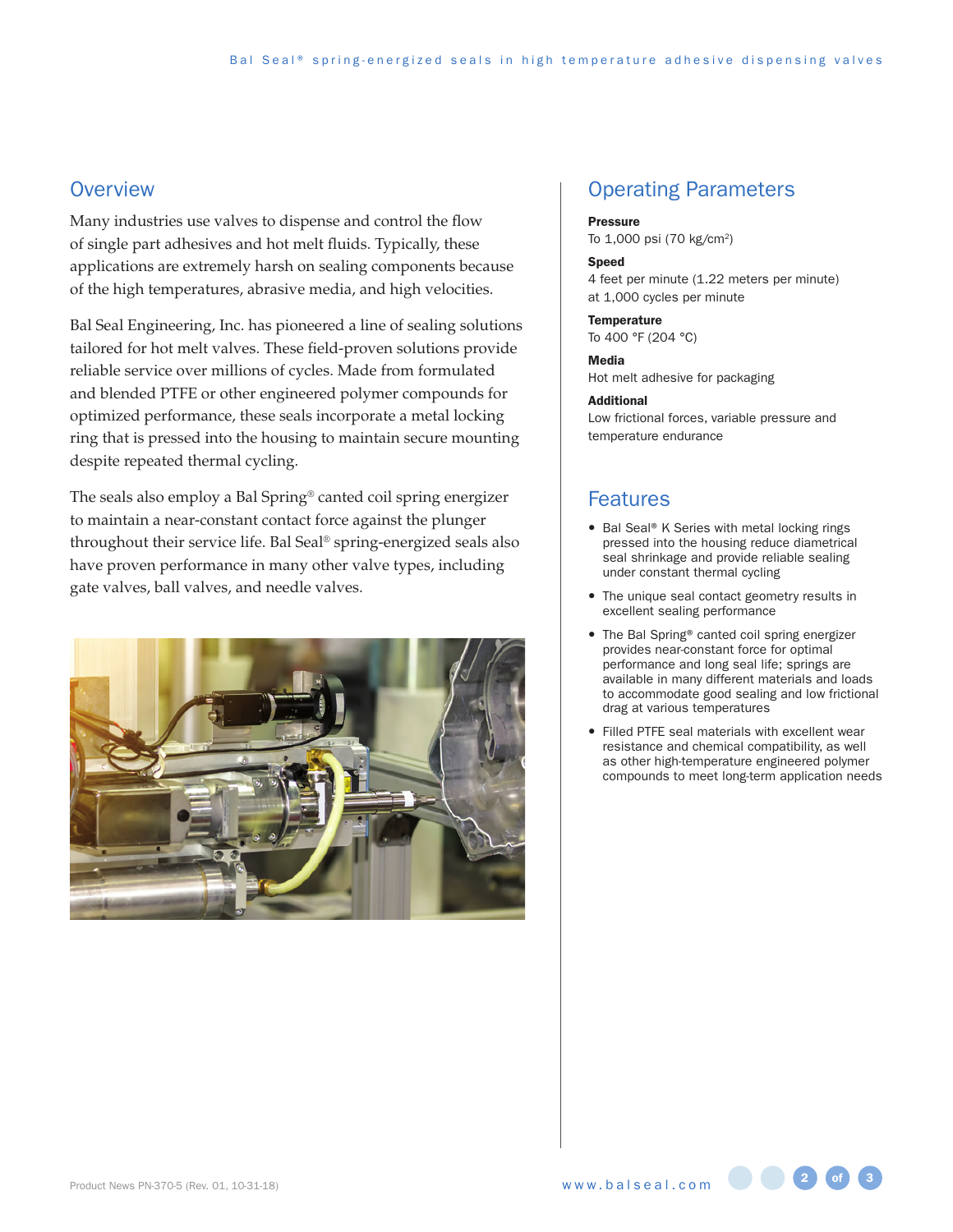## Overview

Many industries use valves to dispense and control the flow of single part adhesives and hot melt fluids. Typically, these applications are extremely harsh on sealing components because of the high temperatures, abrasive media, and high velocities.

Bal Seal Engineering, Inc. has pioneered a line of sealing solutions tailored for hot melt valves. These field-proven solutions provide reliable service over millions of cycles. Made from formulated and blended PTFE or other engineered polymer compounds for optimized performance, these seals incorporate a metal locking ring that is pressed into the housing to maintain secure mounting despite repeated thermal cycling.

The seals also employ a Bal Spring® canted coil spring energizer to maintain a near-constant contact force against the plunger throughout their service life. Bal Seal® spring-energized seals also have proven performance in many other valve types, including gate valves, ball valves, and needle valves.

## Operating Parameters

**Pressure**
To 1,000 psi (70 kg/cm$^2$)

**Speed**
4 feet per minute (1.22 meters per minute) at 1,000 cycles per minute

**Temperature**
To 400 °F (204 °C)

**Media**
Hot melt adhesive for packaging

**Additional**
Low frictional forces, variable pressure and temperature endurance

## Features

- Bal Seal® K Series with metal locking rings pressed into the housing reduce diametrical seal shrinkage and provide reliable sealing under constant thermal cycling
- The unique seal contact geometry results in excellent sealing performance
- The Bal Spring® canted coil spring energizer provides near-constant force for optimal performance and long seal life; springs are available in many different materials and loads to accommodate good sealing and low frictional drag at various temperatures
- Filled PTFE seal materials with excellent wear resistance and chemical compatibility, as well as other high-temperature engineered polymer compounds to meet long-term application needs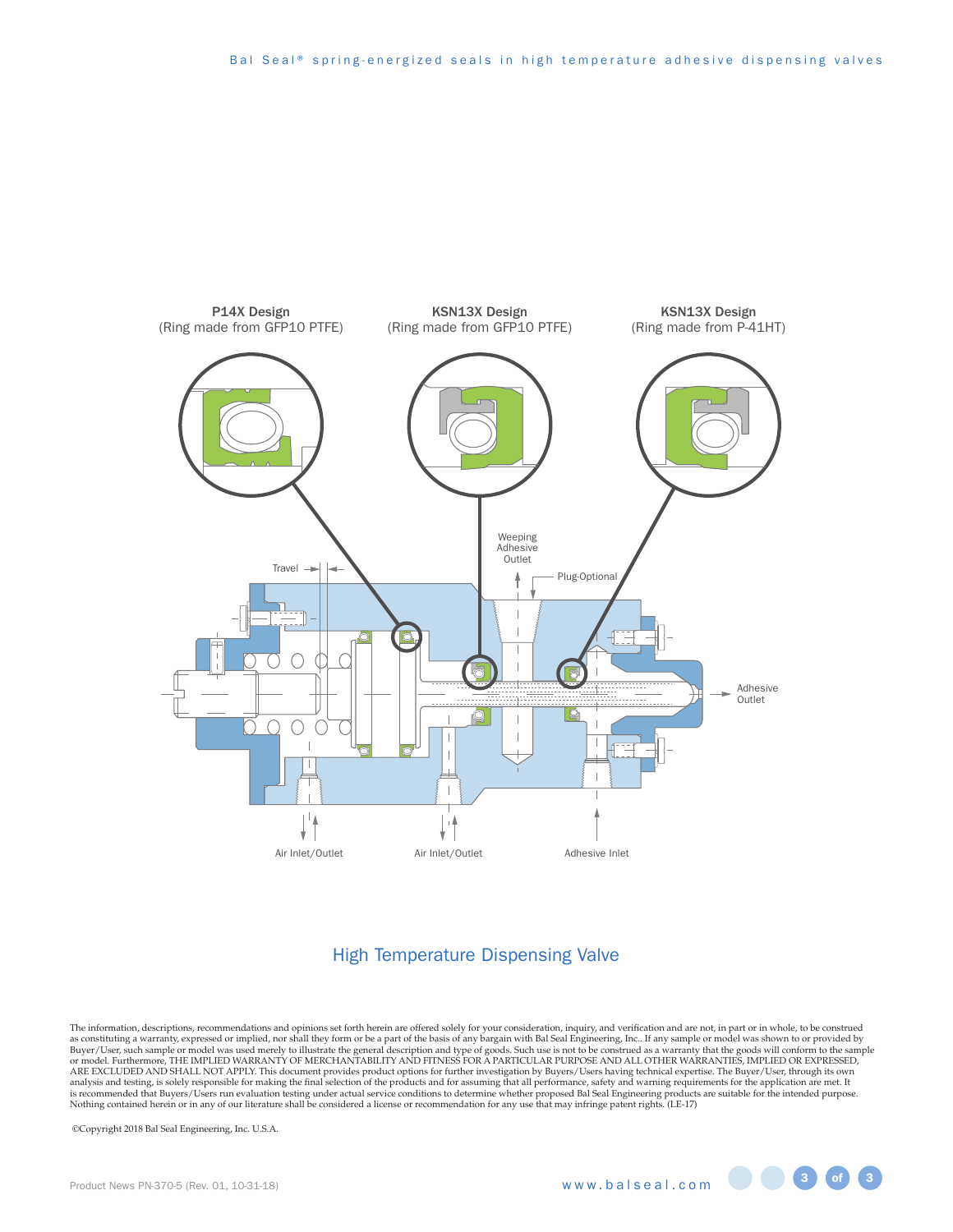**P14X Design**
(Ring made from GFP10 PTFE)

**KSN13X Design**
(Ring made from GFP10 PTFE)

**KSN13X Design**
(Ring made from P-41HT)

Travel

Weeping Adhesive Outlet

Plug-Optional

Adhesive Outlet

Air Inlet/Outlet

Air Inlet/Outlet

Adhesive Inlet

## High Temperature Dispensing Valve

The information, descriptions, recommendations and opinions set forth herein are offered solely for your consideration, inquiry, and verification and are not, in part or in whole, to be construed as constituting a warranty, expressed or implied, nor shall they form or be a part of the basis of any bargain with Bal Seal Engineering, Inc.. If any sample or model was shown to or provided by Buyer/User, such sample or model was used merely to illustrate the general description and type of goods. Such use is not to be construed as a warranty that the goods will conform to the sample or model. Furthermore, THE IMPLIED WARRANTY OF MERCHANTABILITY AND FITNESS FOR A PARTICULAR PURPOSE AND ALL OTHER WARRANTIES, IMPLIED OR EXPRESSED, ARE EXCLUDED AND SHALL NOT APPLY. This document provides product options for further investigation by Buyers/Users having technical expertise. The Buyer/User, through its own analysis and testing, is solely responsible for making the final selection of the products and for assuming that all performance, safety and warning requirements for the application are met. It is recommended that Buyers/Users run evaluation testing under actual service conditions to determine whether proposed Bal Seal Engineering products are suitable for the intended purpose. Nothing contained herein or in any of our literature shall be considered a license or recommendation for any use that may infringe patent rights. (LE-17)

©Copyright 2018 Bal Seal Engineering, Inc. U.S.A.

Product News PN-370-5 (Rev. 01, 10-31-18)

www.balseal.com